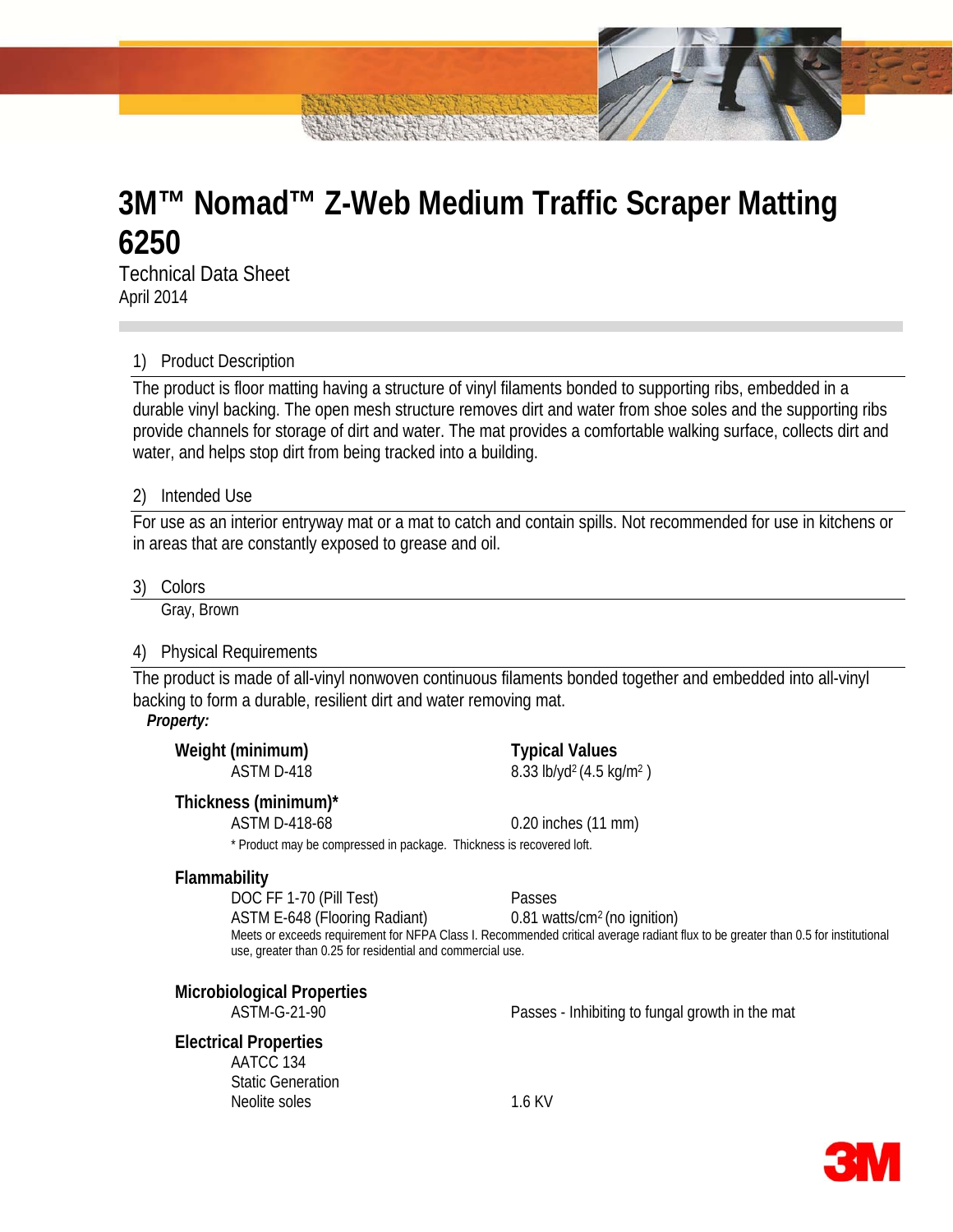# 3M™ Nomad™ Z-Web Medium Traffic Scraper Matting 6250

Technical Data Sheet
April 2014

## 1) Product Description

The product is floor matting having a structure of vinyl filaments bonded to supporting ribs, embedded in a durable vinyl backing. The open mesh structure removes dirt and water from shoe soles and the supporting ribs provide channels for storage of dirt and water. The mat provides a comfortable walking surface, collects dirt and water, and helps stop dirt from being tracked into a building.

## 2) Intended Use

For use as an interior entryway mat or a mat to catch and contain spills. Not recommended for use in kitchens or in areas that are constantly exposed to grease and oil.

## 3) Colors

Gray, Brown

## 4) Physical Requirements

The product is made of all-vinyl nonwoven continuous filaments bonded together and embedded into all-vinyl backing to form a durable, resilient dirt and water removing mat.

***Property:***

| | Typical Values |
|---|---|
| **Weight (minimum)** | |
| ASTM D-418 | 8.33 lb/yd$^2$ (4.5 kg/m$^2$ ) |
| **Thickness (minimum)*** | |
| ASTM D-418-68 | 0.20 inches (11 mm) |

\* Product may be compressed in package. Thickness is recovered loft.

**Flammability**

| | |
|---|---|
| DOC FF 1-70 (Pill Test) | Passes |
| ASTM E-648 (Flooring Radiant) | 0.81 watts/cm$^2$ (no ignition) |

Meets or exceeds requirement for NFPA Class I. Recommended critical average radiant flux to be greater than 0.5 for institutional use, greater than 0.25 for residential and commercial use.

**Microbiological Properties**

| | |
|---|---|
| ASTM-G-21-90 | Passes - Inhibiting to fungal growth in the mat |

**Electrical Properties**

| | |
|---|---|
| AATCC 134 | |
| Static Generation | |
| Neolite soles | 1.6 KV |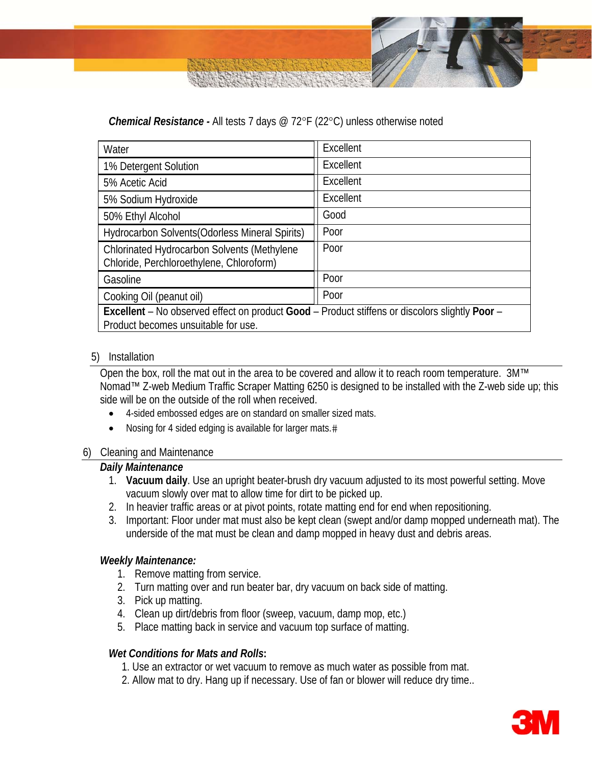***Chemical Resistance -*** All tests 7 days @ 72°F (22°C) unless otherwise noted

| | |
|---|---|
| Water | Excellent |
| 1% Detergent Solution | Excellent |
| 5% Acetic Acid | Excellent |
| 5% Sodium Hydroxide | Excellent |
| 50% Ethyl Alcohol | Good |
| Hydrocarbon Solvents(Odorless Mineral Spirits) | Poor |
| Chlorinated Hydrocarbon Solvents (Methylene Chloride, Perchloroethylene, Chloroform) | Poor |
| Gasoline | Poor |
| Cooking Oil (peanut oil) | Poor |
| **Excellent** – No observed effect on product **Good** – Product stiffens or discolors slightly **Poor** – Product becomes unsuitable for use. | |

5) Installation

Open the box, roll the mat out in the area to be covered and allow it to reach room temperature. 3M™ Nomad™ Z-web Medium Traffic Scraper Matting 6250 is designed to be installed with the Z-web side up; this side will be on the outside of the roll when received.

- 4-sided embossed edges are on standard on smaller sized mats.
- Nosing for 4 sided edging is available for larger mats.#

6) Cleaning and Maintenance

***Daily Maintenance***

1. **Vacuum daily**. Use an upright beater-brush dry vacuum adjusted to its most powerful setting. Move vacuum slowly over mat to allow time for dirt to be picked up.
2. In heavier traffic areas or at pivot points, rotate matting end for end when repositioning.
3. Important: Floor under mat must also be kept clean (swept and/or damp mopped underneath mat). The underside of the mat must be clean and damp mopped in heavy dust and debris areas.

***Weekly Maintenance:***

1. Remove matting from service.
2. Turn matting over and run beater bar, dry vacuum on back side of matting.
3. Pick up matting.
4. Clean up dirt/debris from floor (sweep, vacuum, damp mop, etc.)
5. Place matting back in service and vacuum top surface of matting.

***Wet Conditions for Mats and Rolls*:**

1. Use an extractor or wet vacuum to remove as much water as possible from mat.
2. Allow mat to dry. Hang up if necessary. Use of fan or blower will reduce dry time..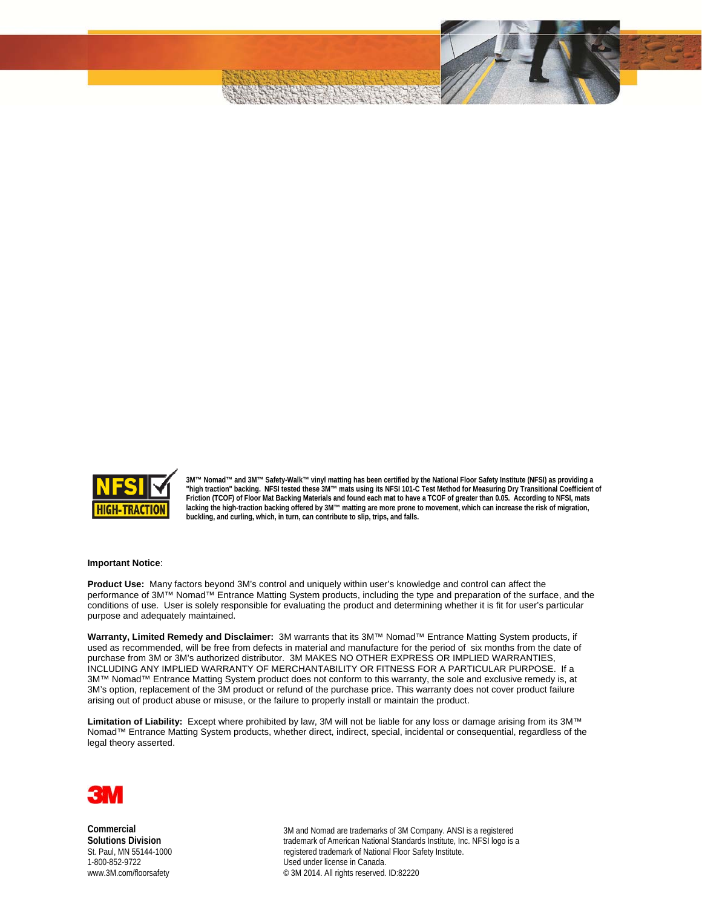NFSI HIGH-TRACTION

**3M™ Nomad™ and 3M™ Safety-Walk™ vinyl matting has been certified by the National Floor Safety Institute (NFSI) as providing a "high traction" backing. NFSI tested these 3M™ mats using its NFSI 101-C Test Method for Measuring Dry Transitional Coefficient of Friction (TCOF) of Floor Mat Backing Materials and found each mat to have a TCOF of greater than 0.05. According to NFSI, mats lacking the high-traction backing offered by 3M™ matting are more prone to movement, which can increase the risk of migration, buckling, and curling, which, in turn, can contribute to slip, trips, and falls.**

**Important Notice**:

**Product Use:** Many factors beyond 3M's control and uniquely within user's knowledge and control can affect the performance of 3M™ Nomad™ Entrance Matting System products, including the type and preparation of the surface, and the conditions of use. User is solely responsible for evaluating the product and determining whether it is fit for user's particular purpose and adequately maintained.

**Warranty, Limited Remedy and Disclaimer:** 3M warrants that its 3M™ Nomad™ Entrance Matting System products, if used as recommended, will be free from defects in material and manufacture for the period of six months from the date of purchase from 3M or 3M's authorized distributor. 3M MAKES NO OTHER EXPRESS OR IMPLIED WARRANTIES, INCLUDING ANY IMPLIED WARRANTY OF MERCHANTABILITY OR FITNESS FOR A PARTICULAR PURPOSE. If a 3M™ Nomad™ Entrance Matting System product does not conform to this warranty, the sole and exclusive remedy is, at 3M's option, replacement of the 3M product or refund of the purchase price. This warranty does not cover product failure arising out of product abuse or misuse, or the failure to properly install or maintain the product.

**Limitation of Liability:** Except where prohibited by law, 3M will not be liable for any loss or damage arising from its 3M™ Nomad™ Entrance Matting System products, whether direct, indirect, special, incidental or consequential, regardless of the legal theory asserted.

3M

**Commercial Solutions Division**
St. Paul, MN 55144-1000
1-800-852-9722
www.3M.com/floorsafety

3M and Nomad are trademarks of 3M Company. ANSI is a registered trademark of American National Standards Institute, Inc. NFSI logo is a registered trademark of National Floor Safety Institute.
Used under license in Canada.
© 3M 2014. All rights reserved. ID:82220